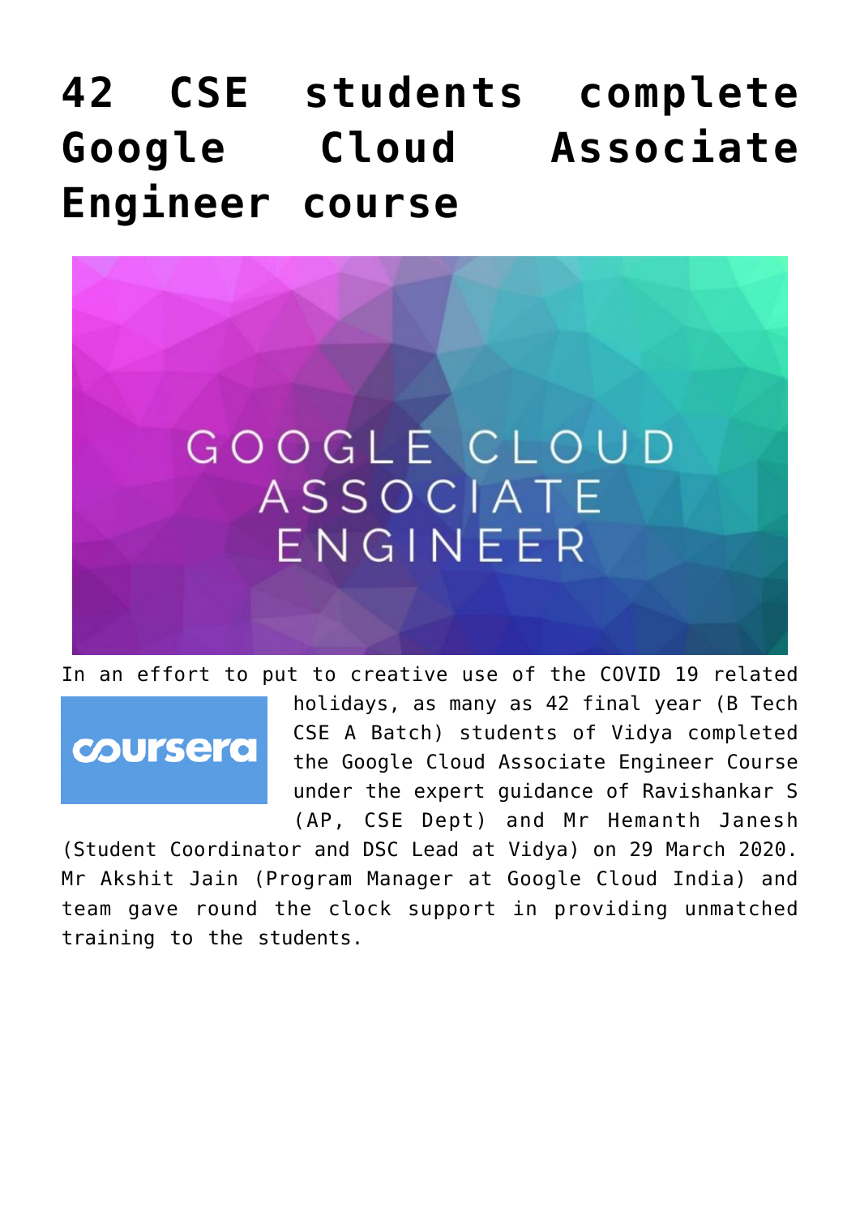# 42 CSE students complete Google Cloud Associate Engineer course

In an effort to put to creative use of the COVID 19 related holidays, as many as 42 final year (B Tech CSE A Batch) students of Vidya completed the Google Cloud Associate Engineer Course under the expert guidance of Ravishankar S (AP, CSE Dept) and Mr Hemanth Janesh (Student Coordinator and DSC Lead at Vidya) on 29 March 2020. Mr Akshit Jain (Program Manager at Google Cloud India) and team gave round the clock support in providing unmatched training to the students.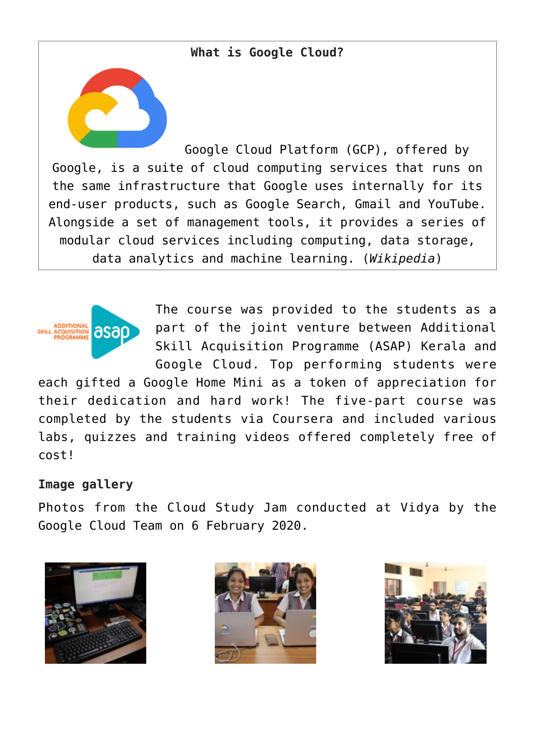**What is Google Cloud?**

Google Cloud Platform (GCP), offered by Google, is a suite of cloud computing services that runs on the same infrastructure that Google uses internally for its end-user products, such as Google Search, Gmail and YouTube. Alongside a set of management tools, it provides a series of modular cloud services including computing, data storage, data analytics and machine learning. (*Wikipedia*)

The course was provided to the students as a part of the joint venture between Additional Skill Acquisition Programme (ASAP) Kerala and Google Cloud. Top performing students were each gifted a Google Home Mini as a token of appreciation for their dedication and hard work! The five-part course was completed by the students via Coursera and included various labs, quizzes and training videos offered completely free of cost!

**Image gallery**

Photos from the Cloud Study Jam conducted at Vidya by the Google Cloud Team on 6 February 2020.